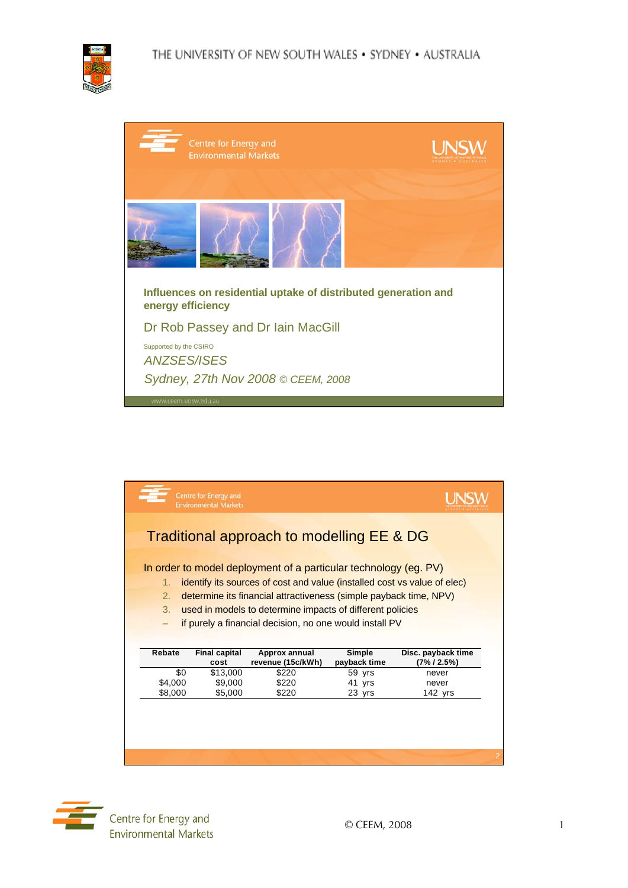Centre for Energy and Environmental Markets

UNSW

## Influences on residential uptake of distributed generation and energy efficiency

Dr Rob Passey and Dr Iain MacGill

Supported by the CSIRO

*ANZSES/ISES*

*Sydney, 27th Nov 2008 © CEEM, 2008*

www.ceem.unsw.edu.au

---

Centre for Energy and Environmental Markets

UNSW

## Traditional approach to modelling EE & DG

In order to model deployment of a particular technology (eg. PV)

1. identify its sources of cost and value (installed cost vs value of elec)
2. determine its financial attractiveness (simple payback time, NPV)
3. used in models to determine impacts of different policies

- if purely a financial decision, no one would install PV

| Rebate | Final capital cost | Approx annual revenue (15c/kWh) | Simple payback time | Disc. payback time (7% / 2.5%) |
|---|---|---|---|---|
| $0 | $13,000 | $220 | 59 yrs | never |
| $4,000 | $9,000 | $220 | 41 yrs | never |
| $8,000 | $5,000 | $220 | 23 yrs | 142 yrs |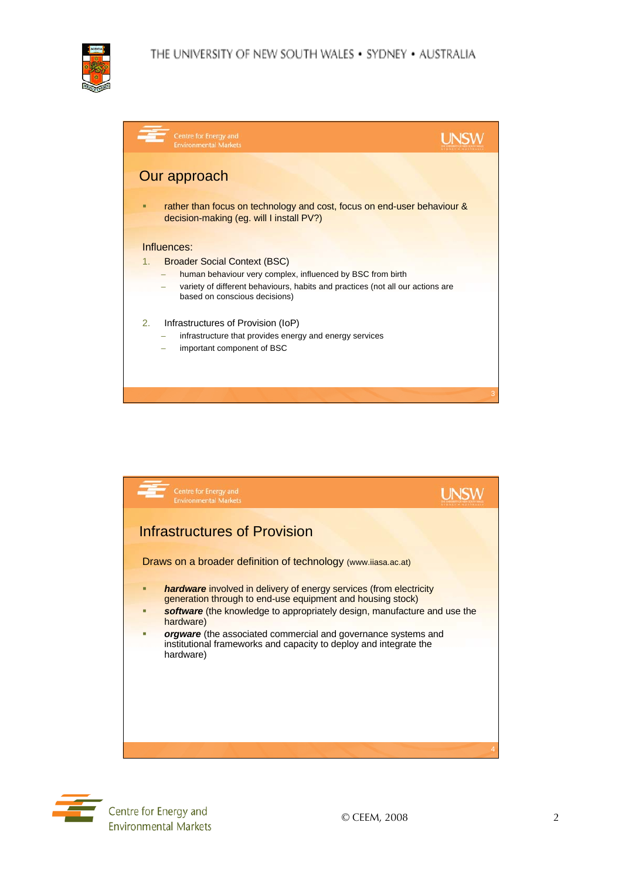## Our approach

- rather than focus on technology and cost, focus on end-user behaviour & decision-making (eg. will I install PV?)

Influences:

1. Broader Social Context (BSC)
   - human behaviour very complex, influenced by BSC from birth
   - variety of different behaviours, habits and practices (not all our actions are based on conscious decisions)

2. Infrastructures of Provision (IoP)
   - infrastructure that provides energy and energy services
   - important component of BSC

## Infrastructures of Provision

Draws on a broader definition of technology (www.iiasa.ac.at)

- ***hardware*** involved in delivery of energy services (from electricity generation through to end-use equipment and housing stock)
- ***software*** (the knowledge to appropriately design, manufacture and use the hardware)
- ***orgware*** (the associated commercial and governance systems and institutional frameworks and capacity to deploy and integrate the hardware)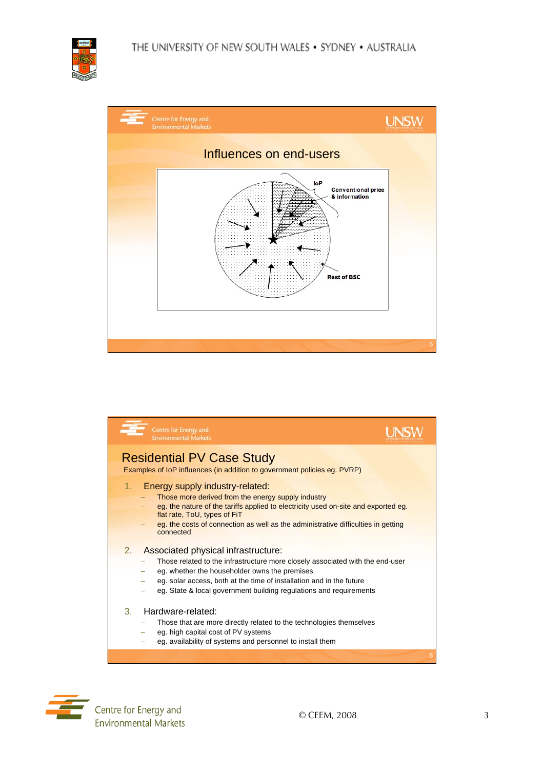## Influences on end-users

IoP

Conventional price & information

Rest of BSC

## Residential PV Case Study

Examples of IoP influences (in addition to government policies eg. PVRP)

1. Energy supply industry-related:
   - Those more derived from the energy supply industry
   - eg. the nature of the tariffs applied to electricity used on-site and exported eg. flat rate, ToU, types of FiT
   - eg. the costs of connection as well as the administrative difficulties in getting connected

2. Associated physical infrastructure:
   - Those related to the infrastructure more closely associated with the end-user
   - eg. whether the householder owns the premises
   - eg. solar access, both at the time of installation and in the future
   - eg. State & local government building regulations and requirements

3. Hardware-related:
   - Those that are more directly related to the technologies themselves
   - eg. high capital cost of PV systems
   - eg. availability of systems and personnel to install them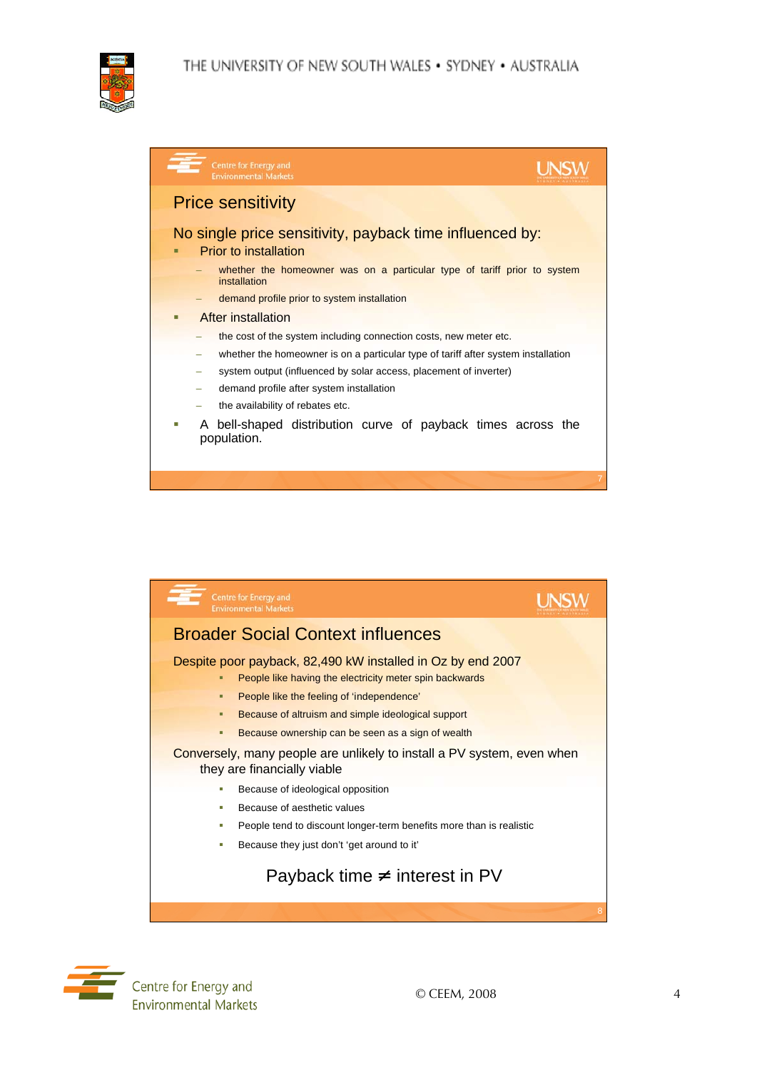## Price sensitivity

No single price sensitivity, payback time influenced by:

- Prior to installation
  - whether the homeowner was on a particular type of tariff prior to system installation
  - demand profile prior to system installation
- After installation
  - the cost of the system including connection costs, new meter etc.
  - whether the homeowner is on a particular type of tariff after system installation
  - system output (influenced by solar access, placement of inverter)
  - demand profile after system installation
  - the availability of rebates etc.
- A bell-shaped distribution curve of payback times across the population.

## Broader Social Context influences

Despite poor payback, 82,490 kW installed in Oz by end 2007

- People like having the electricity meter spin backwards
- People like the feeling of 'independence'
- Because of altruism and simple ideological support
- Because ownership can be seen as a sign of wealth

Conversely, many people are unlikely to install a PV system, even when they are financially viable

- Because of ideological opposition
- Because of aesthetic values
- People tend to discount longer-term benefits more than is realistic
- Because they just don't 'get around to it'

Payback time ≠ interest in PV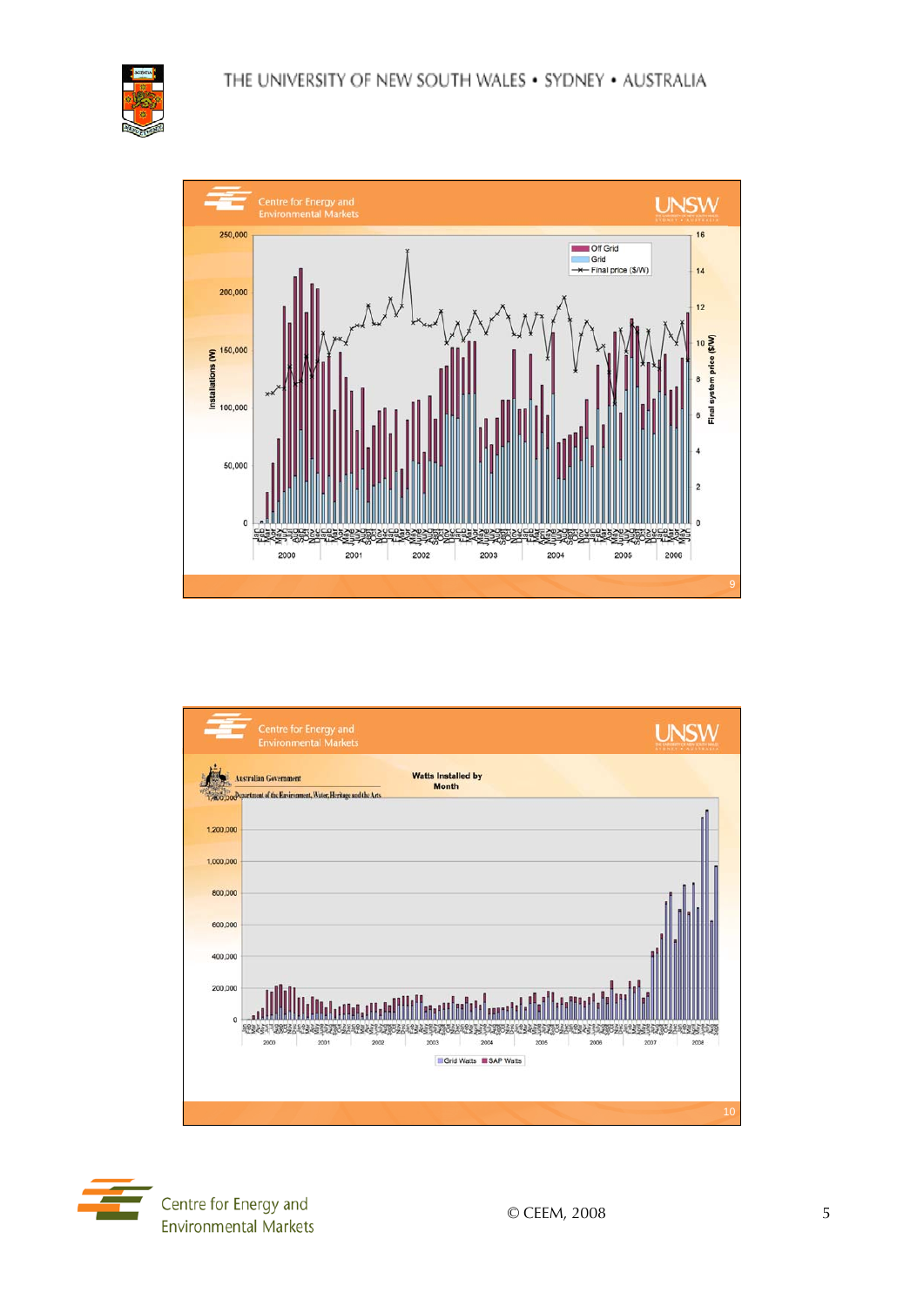Centre for Energy and Environmental Markets

UNSW

Installations (W)

Final system price ($/W)

Off Grid
Grid
Final price ($/W)

2000 2001 2002 2003 2004 2005 2006

Centre for Energy and Environmental Markets

UNSW

Australian Government

Department of the Environment, Water, Heritage and the Arts

**Watts Installed by Month**

2000 2001 2002 2003 2004 2005 2006 2007 2008

Grid Watts SAP Watts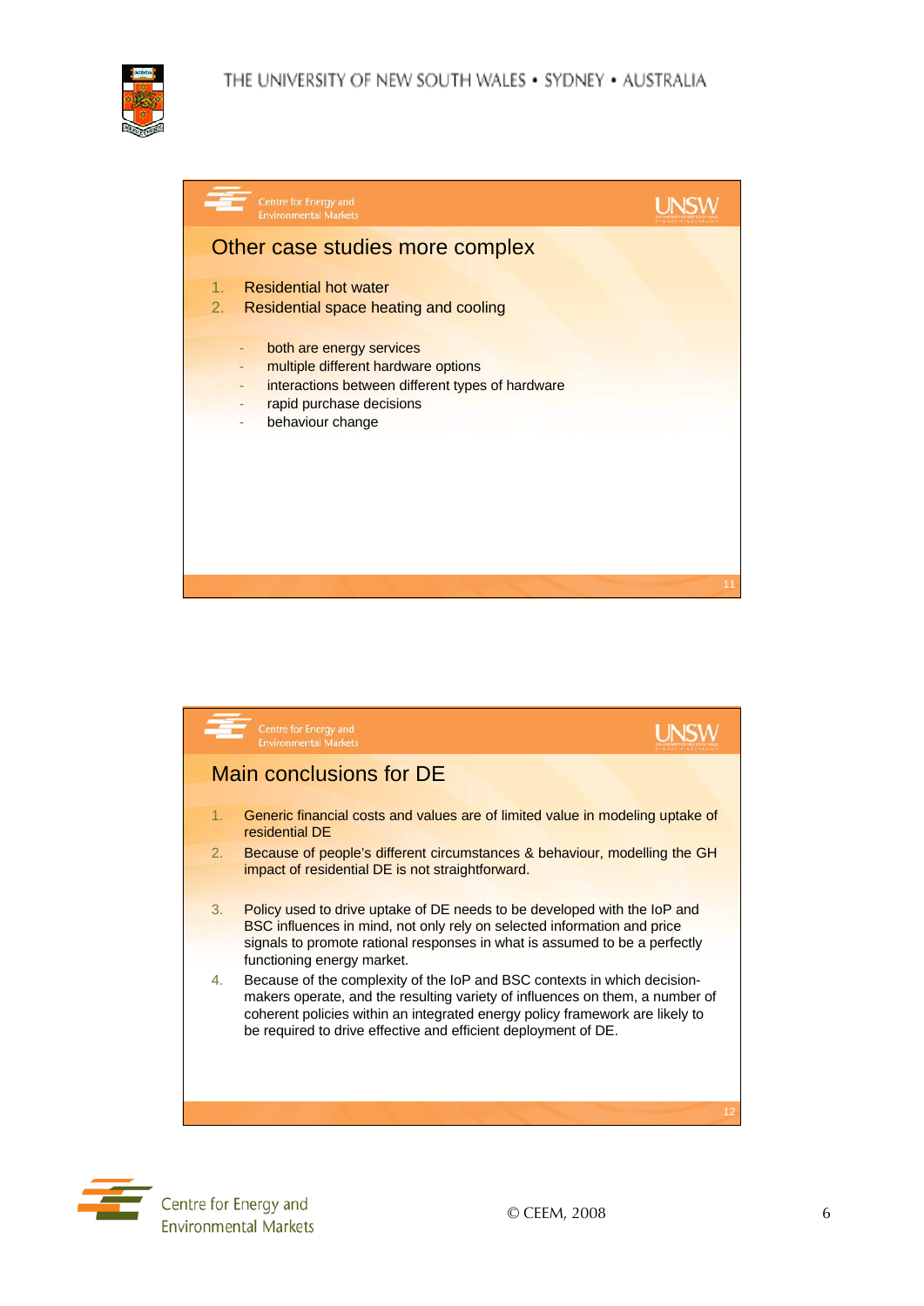## Other case studies more complex

1. Residential hot water
2. Residential space heating and cooling

- both are energy services
- multiple different hardware options
- interactions between different types of hardware
- rapid purchase decisions
- behaviour change

## Main conclusions for DE

1. Generic financial costs and values are of limited value in modeling uptake of residential DE
2. Because of people's different circumstances & behaviour, modelling the GH impact of residential DE is not straightforward.
3. Policy used to drive uptake of DE needs to be developed with the IoP and BSC influences in mind, not only rely on selected information and price signals to promote rational responses in what is assumed to be a perfectly functioning energy market.
4. Because of the complexity of the IoP and BSC contexts in which decision-makers operate, and the resulting variety of influences on them, a number of coherent policies within an integrated energy policy framework are likely to be required to drive effective and efficient deployment of DE.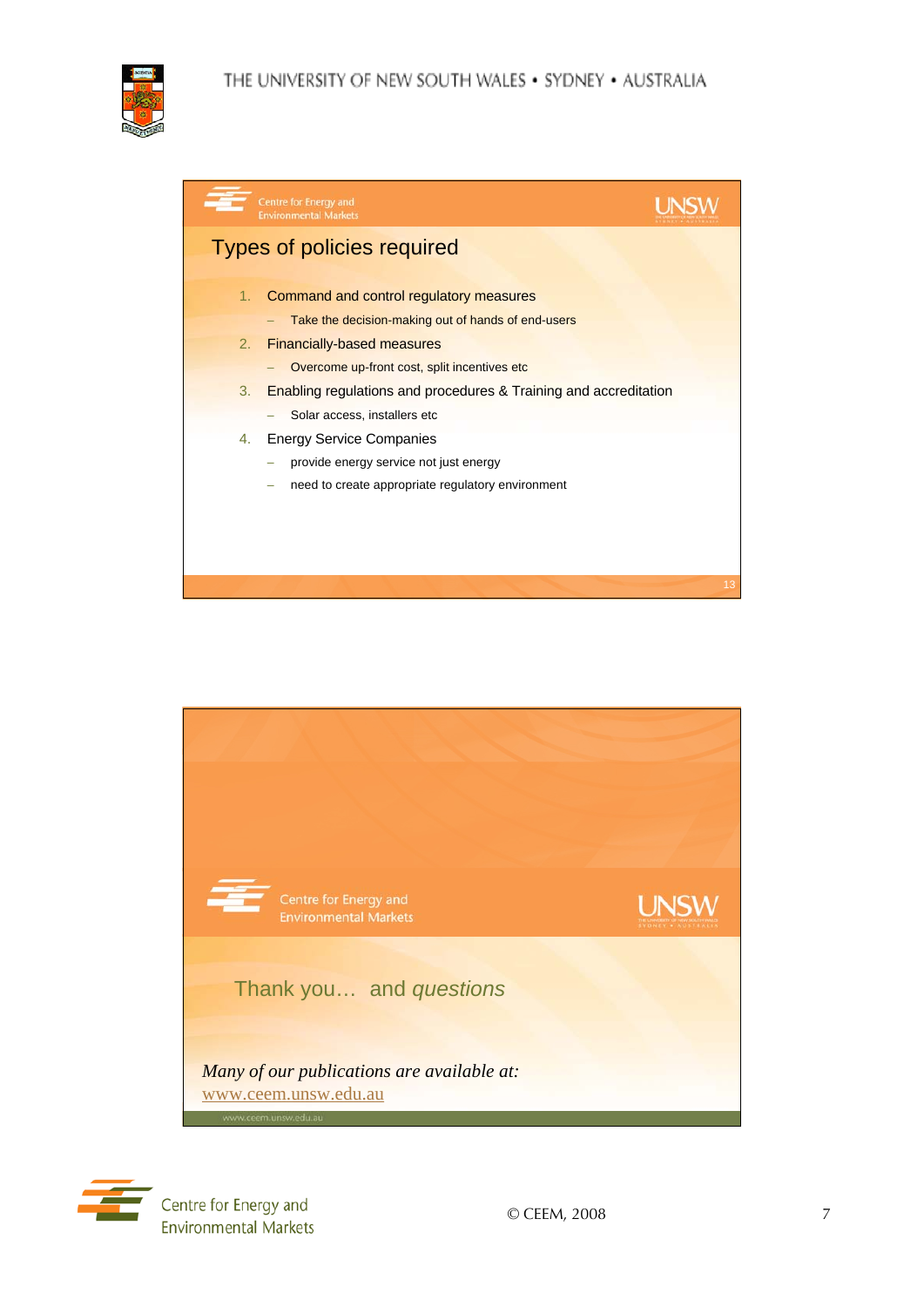## Types of policies required

1. Command and control regulatory measures
   - Take the decision-making out of hands of end-users
2. Financially-based measures
   - Overcome up-front cost, split incentives etc
3. Enabling regulations and procedures & Training and accreditation
   - Solar access, installers etc
4. Energy Service Companies
   - provide energy service not just energy
   - need to create appropriate regulatory environment

Thank you… and *questions*

*Many of our publications are available at:*
www.ceem.unsw.edu.au

© CEEM, 2008